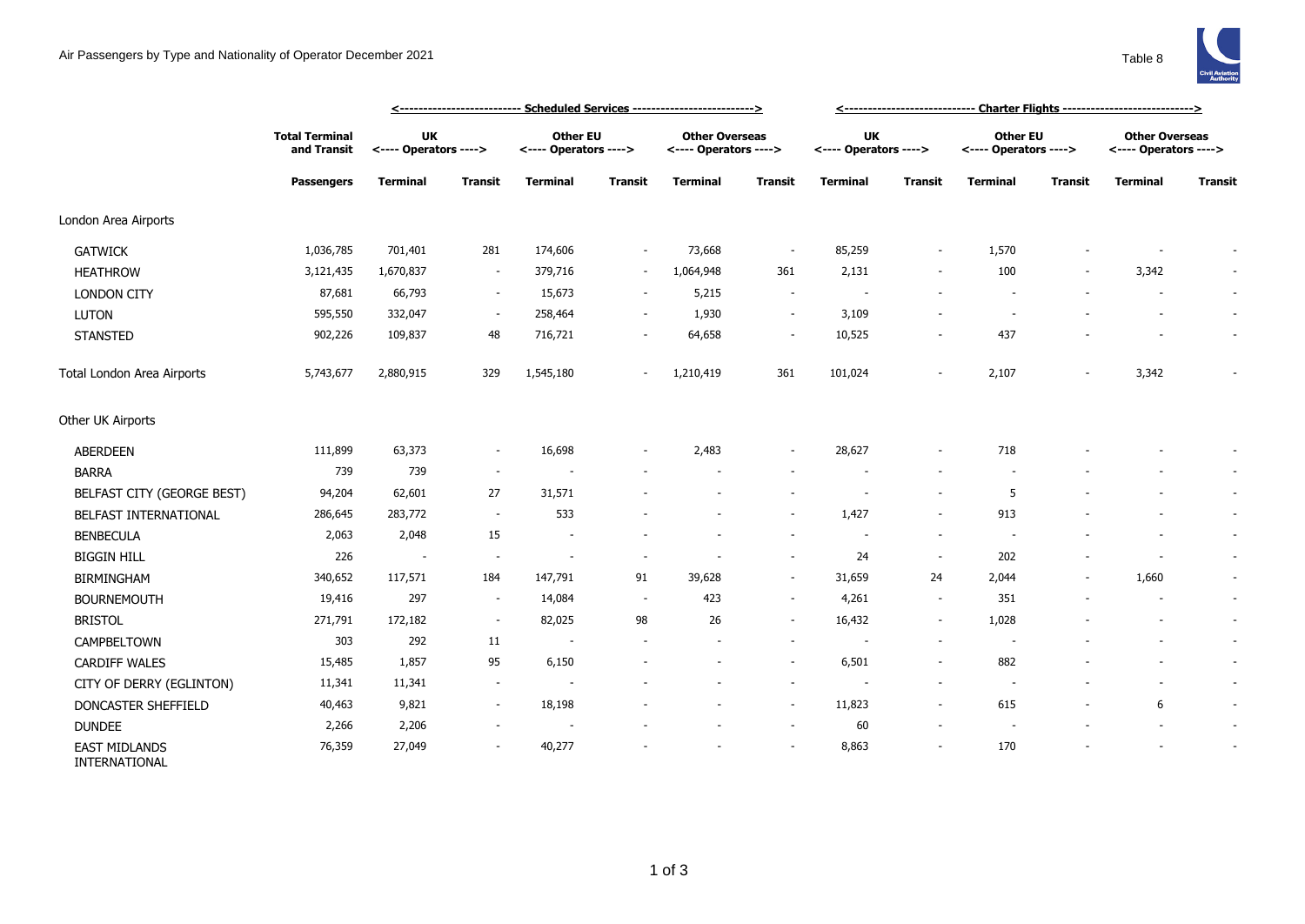# Air Passengers by Type and Nationality of Operator December 2021

Table 8

| | Total Terminal and Transit | Scheduled Services | | | | | | Charter Flights | | | | | |
|---|---|---|---|---|---|---|---|---|---|---|---|---|---|
| | | UK <---- Operators ----> | | Other EU <---- Operators ----> | | Other Overseas <---- Operators ----> | | UK <---- Operators ----> | | Other EU <---- Operators ----> | | Other Overseas <---- Operators ----> | |
| | Passengers | Terminal | Transit | Terminal | Transit | Terminal | Transit | Terminal | Transit | Terminal | Transit | Terminal | Transit |
| London Area Airports | | | | | | | | | | | | | |
| GATWICK | 1,036,785 | 701,401 | 281 | 174,606 | - | 73,668 | - | 85,259 | - | 1,570 | - | - | - |
| HEATHROW | 3,121,435 | 1,670,837 | - | 379,716 | - | 1,064,948 | 361 | 2,131 | - | 100 | - | 3,342 | - |
| LONDON CITY | 87,681 | 66,793 | - | 15,673 | - | 5,215 | - | - | - | - | - | - | - |
| LUTON | 595,550 | 332,047 | - | 258,464 | - | 1,930 | - | 3,109 | - | - | - | - | - |
| STANSTED | 902,226 | 109,837 | 48 | 716,721 | - | 64,658 | - | 10,525 | - | 437 | - | - | - |
| Total London Area Airports | 5,743,677 | 2,880,915 | 329 | 1,545,180 | - | 1,210,419 | 361 | 101,024 | - | 2,107 | - | 3,342 | - |
| Other UK Airports | | | | | | | | | | | | | |
| ABERDEEN | 111,899 | 63,373 | - | 16,698 | - | 2,483 | - | 28,627 | - | 718 | - | - | - |
| BARRA | 739 | 739 | - | - | - | - | - | - | - | - | - | - | - |
| BELFAST CITY (GEORGE BEST) | 94,204 | 62,601 | 27 | 31,571 | - | - | - | - | - | 5 | - | - | - |
| BELFAST INTERNATIONAL | 286,645 | 283,772 | - | 533 | - | - | - | 1,427 | - | 913 | - | - | - |
| BENBECULA | 2,063 | 2,048 | 15 | - | - | - | - | - | - | - | - | - | - |
| BIGGIN HILL | 226 | - | - | - | - | - | - | 24 | - | 202 | - | - | - |
| BIRMINGHAM | 340,652 | 117,571 | 184 | 147,791 | 91 | 39,628 | - | 31,659 | 24 | 2,044 | - | 1,660 | - |
| BOURNEMOUTH | 19,416 | 297 | - | 14,084 | - | 423 | - | 4,261 | - | 351 | - | - | - |
| BRISTOL | 271,791 | 172,182 | - | 82,025 | 98 | 26 | - | 16,432 | - | 1,028 | - | - | - |
| CAMPBELTOWN | 303 | 292 | 11 | - | - | - | - | - | - | - | - | - | - |
| CARDIFF WALES | 15,485 | 1,857 | 95 | 6,150 | - | - | - | 6,501 | - | 882 | - | - | - |
| CITY OF DERRY (EGLINTON) | 11,341 | 11,341 | - | - | - | - | - | - | - | - | - | - | - |
| DONCASTER SHEFFIELD | 40,463 | 9,821 | - | 18,198 | - | - | - | 11,823 | - | 615 | - | 6 | - |
| DUNDEE | 2,266 | 2,206 | - | - | - | - | - | 60 | - | - | - | - | - |
| EAST MIDLANDS INTERNATIONAL | 76,359 | 27,049 | - | 40,277 | - | - | - | 8,863 | - | 170 | - | - | - |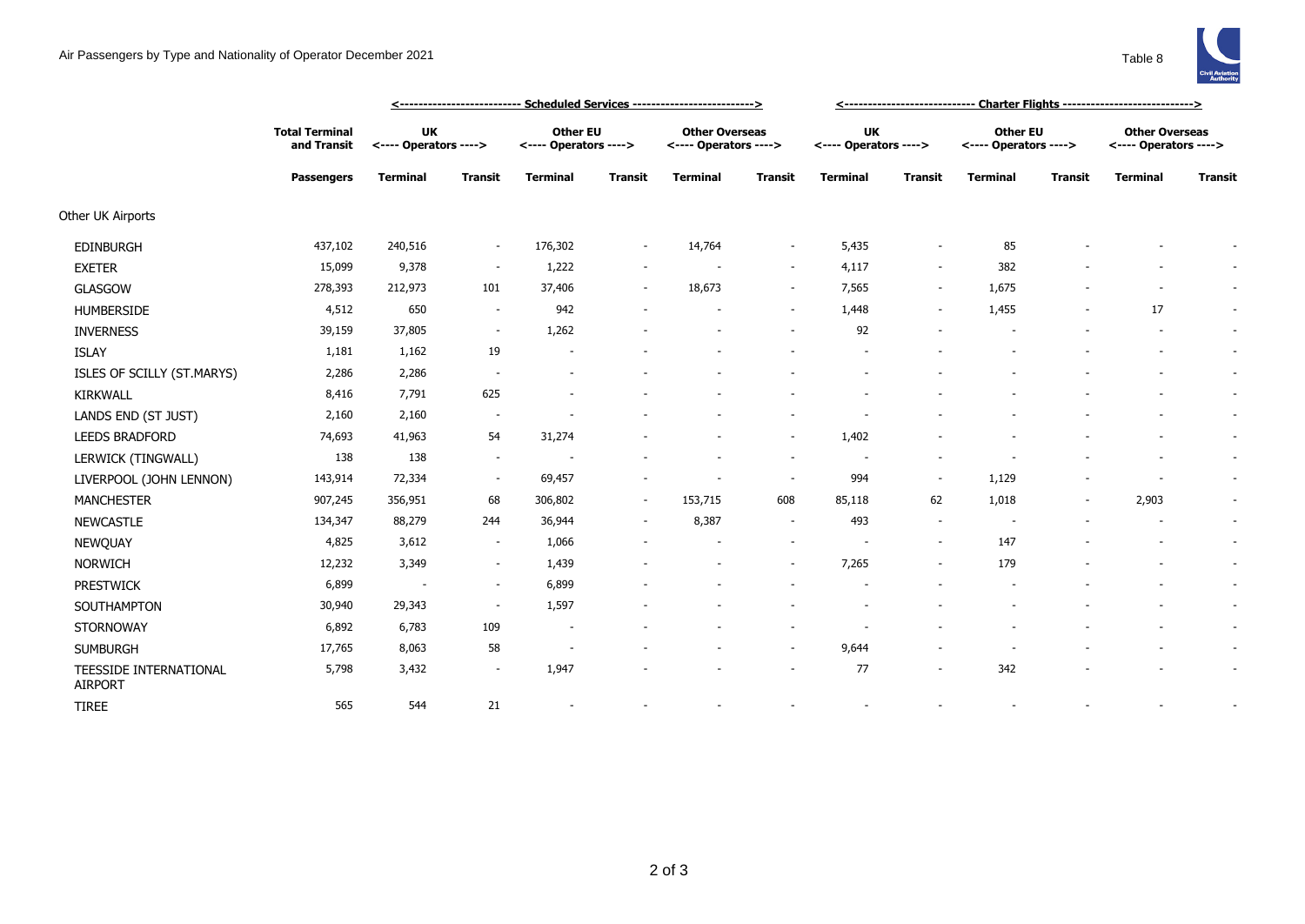Air Passengers by Type and Nationality of Operator December 2021

Table 8

| | Total Terminal and Transit | Scheduled Services | | | | | | Charter Flights | | | | | |
|---|---|---|---|---|---|---|---|---|---|---|---|---|---|
| | | UK Operators | | Other EU Operators | | Other Overseas Operators | | UK Operators | | Other EU Operators | | Other Overseas Operators | |
| | Passengers | Terminal | Transit | Terminal | Transit | Terminal | Transit | Terminal | Transit | Terminal | Transit | Terminal | Transit |
| Other UK Airports | | | | | | | | | | | | | |
| EDINBURGH | 437,102 | 240,516 | - | 176,302 | - | 14,764 | - | 5,435 | - | 85 | - | - | - |
| EXETER | 15,099 | 9,378 | - | 1,222 | - | - | - | 4,117 | - | 382 | - | - | - |
| GLASGOW | 278,393 | 212,973 | 101 | 37,406 | - | 18,673 | - | 7,565 | - | 1,675 | - | - | - |
| HUMBERSIDE | 4,512 | 650 | - | 942 | - | - | - | 1,448 | - | 1,455 | - | 17 | - |
| INVERNESS | 39,159 | 37,805 | - | 1,262 | - | - | - | 92 | - | - | - | - | - |
| ISLAY | 1,181 | 1,162 | 19 | - | - | - | - | - | - | - | - | - | - |
| ISLES OF SCILLY (ST.MARYS) | 2,286 | 2,286 | - | - | - | - | - | - | - | - | - | - | - |
| KIRKWALL | 8,416 | 7,791 | 625 | - | - | - | - | - | - | - | - | - | - |
| LANDS END (ST JUST) | 2,160 | 2,160 | - | - | - | - | - | - | - | - | - | - | - |
| LEEDS BRADFORD | 74,693 | 41,963 | 54 | 31,274 | - | - | - | 1,402 | - | - | - | - | - |
| LERWICK (TINGWALL) | 138 | 138 | - | - | - | - | - | - | - | - | - | - | - |
| LIVERPOOL (JOHN LENNON) | 143,914 | 72,334 | - | 69,457 | - | - | - | 994 | - | 1,129 | - | - | - |
| MANCHESTER | 907,245 | 356,951 | 68 | 306,802 | - | 153,715 | 608 | 85,118 | 62 | 1,018 | - | 2,903 | - |
| NEWCASTLE | 134,347 | 88,279 | 244 | 36,944 | - | 8,387 | - | 493 | - | - | - | - | - |
| NEWQUAY | 4,825 | 3,612 | - | 1,066 | - | - | - | - | - | 147 | - | - | - |
| NORWICH | 12,232 | 3,349 | - | 1,439 | - | - | - | 7,265 | - | 179 | - | - | - |
| PRESTWICK | 6,899 | - | - | 6,899 | - | - | - | - | - | - | - | - | - |
| SOUTHAMPTON | 30,940 | 29,343 | - | 1,597 | - | - | - | - | - | - | - | - | - |
| STORNOWAY | 6,892 | 6,783 | 109 | - | - | - | - | - | - | - | - | - | - |
| SUMBURGH | 17,765 | 8,063 | 58 | - | - | - | - | 9,644 | - | - | - | - | - |
| TEESSIDE INTERNATIONAL AIRPORT | 5,798 | 3,432 | - | 1,947 | - | - | - | 77 | - | 342 | - | - | - |
| TIREE | 565 | 544 | 21 | - | - | - | - | - | - | - | - | - | - |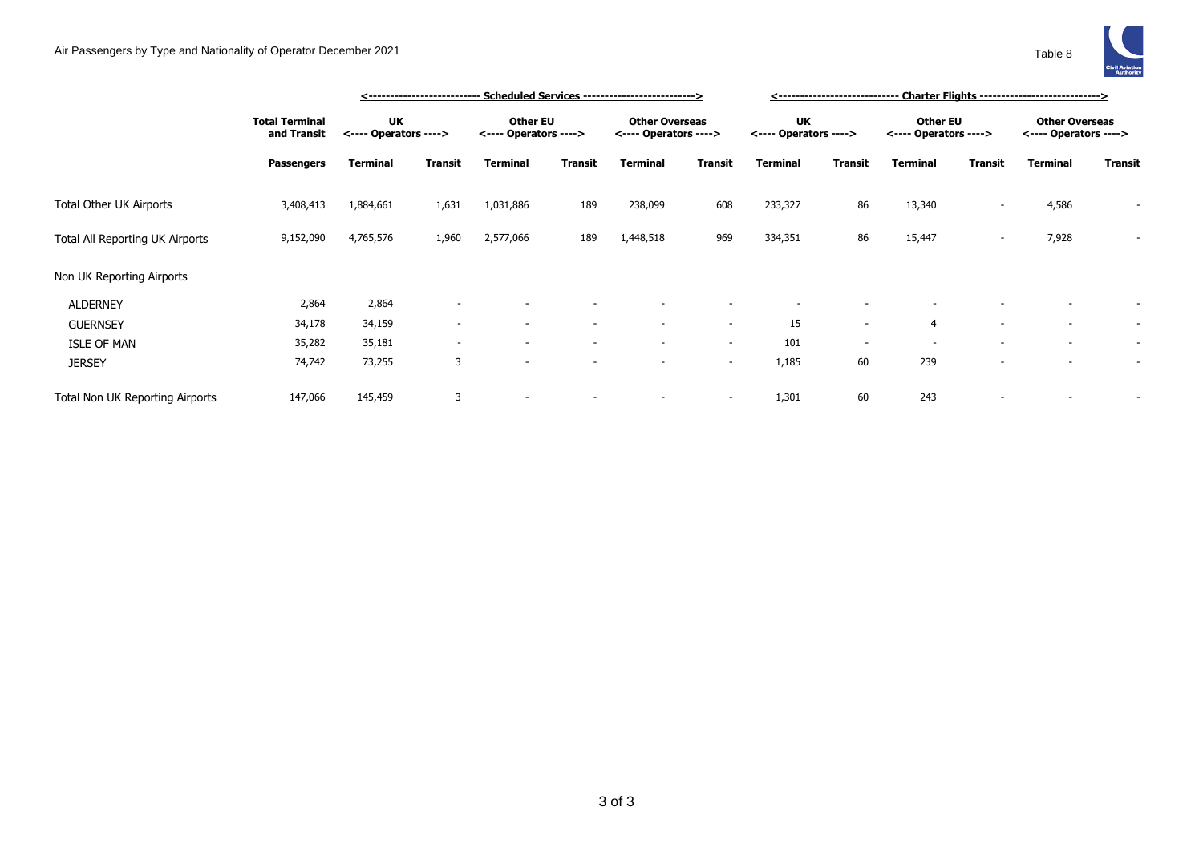Air Passengers by Type and Nationality of Operator December 2021

Table 8

| | Total Terminal and Transit | Scheduled Services | | | | | | Charter Flights | | | | | |
|---|---|---|---|---|---|---|---|---|---|---|---|---|---|
| | | UK Operators | | Other EU Operators | | Other Overseas Operators | | UK Operators | | Other EU Operators | | Other Overseas Operators | |
| | Passengers | Terminal | Transit | Terminal | Transit | Terminal | Transit | Terminal | Transit | Terminal | Transit | Terminal | Transit |
| Total Other UK Airports | 3,408,413 | 1,884,661 | 1,631 | 1,031,886 | 189 | 238,099 | 608 | 233,327 | 86 | 13,340 | - | 4,586 | - |
| Total All Reporting UK Airports | 9,152,090 | 4,765,576 | 1,960 | 2,577,066 | 189 | 1,448,518 | 969 | 334,351 | 86 | 15,447 | - | 7,928 | - |
| Non UK Reporting Airports | | | | | | | | | | | | | |
| ALDERNEY | 2,864 | 2,864 | - | - | - | - | - | - | - | - | - | - | - |
| GUERNSEY | 34,178 | 34,159 | - | - | - | - | - | 15 | - | 4 | - | - | - |
| ISLE OF MAN | 35,282 | 35,181 | - | - | - | - | - | 101 | - | - | - | - | - |
| JERSEY | 74,742 | 73,255 | 3 | - | - | - | - | 1,185 | 60 | 239 | - | - | - |
| Total Non UK Reporting Airports | 147,066 | 145,459 | 3 | - | - | - | - | 1,301 | 60 | 243 | - | - | - |